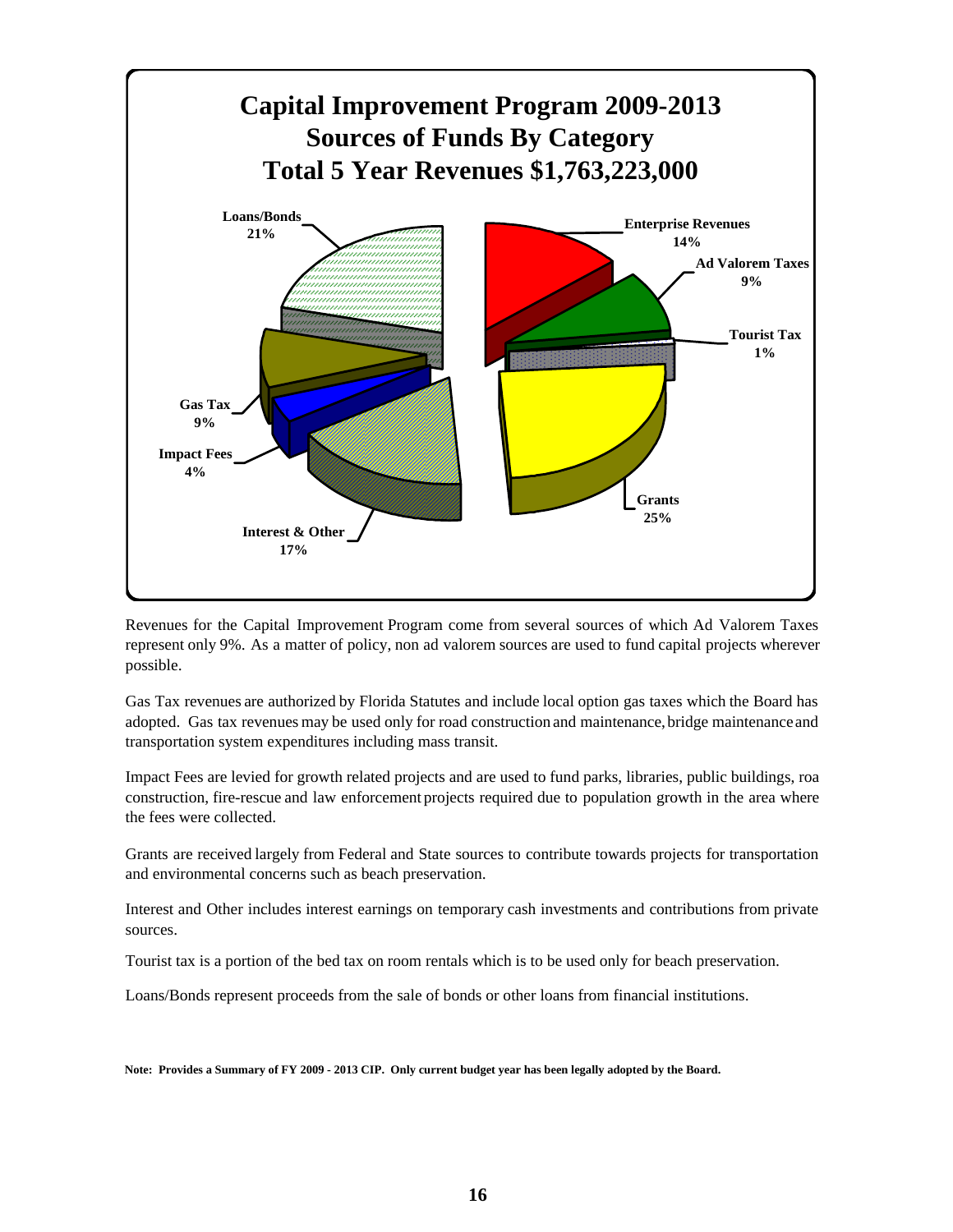## Capital Improvement Program 2009-2013
## Sources of Funds By Category
## Total 5 Year Revenues $1,763,223,000

| Category | Percent |
| --- | --- |
| Enterprise Revenues | 14% |
| Ad Valorem Taxes | 9% |
| Tourist Tax | 1% |
| Grants | 25% |
| Interest & Other | 17% |
| Impact Fees | 4% |
| Gas Tax | 9% |
| Loans/Bonds | 21% |

Revenues for the Capital Improvement Program come from several sources of which Ad Valorem Taxes represent only 9%. As a matter of policy, non ad valorem sources are used to fund capital projects wherever possible.

Gas Tax revenues are authorized by Florida Statutes and include local option gas taxes which the Board has adopted. Gas tax revenues may be used only for road construction and maintenance, bridge maintenance and transportation system expenditures including mass transit.

Impact Fees are levied for growth related projects and are used to fund parks, libraries, public buildings, roa construction, fire-rescue and law enforcement projects required due to population growth in the area where the fees were collected.

Grants are received largely from Federal and State sources to contribute towards projects for transportation and environmental concerns such as beach preservation.

Interest and Other includes interest earnings on temporary cash investments and contributions from private sources.

Tourist tax is a portion of the bed tax on room rentals which is to be used only for beach preservation.

Loans/Bonds represent proceeds from the sale of bonds or other loans from financial institutions.

**Note: Provides a Summary of FY 2009 - 2013 CIP. Only current budget year has been legally adopted by the Board.**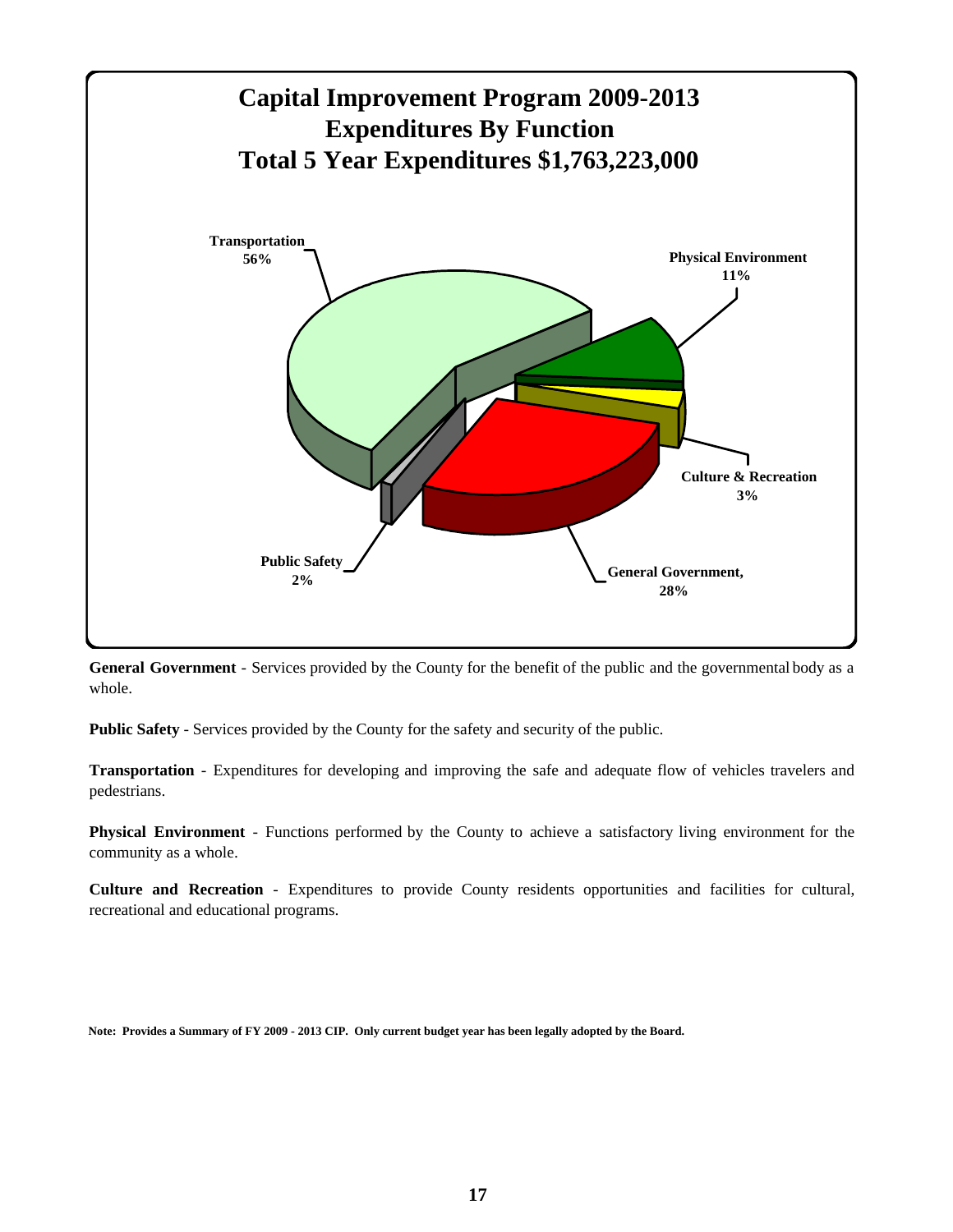## Capital Improvement Program 2009-2013
## Expenditures By Function
## Total 5 Year Expenditures $1,763,223,000

| Function | Percentage |
| --- | --- |
| Transportation | 56% |
| Physical Environment | 11% |
| Culture & Recreation | 3% |
| General Government | 28% |
| Public Safety | 2% |

**General Government** - Services provided by the County for the benefit of the public and the governmental body as a whole.

**Public Safety** - Services provided by the County for the safety and security of the public.

**Transportation** - Expenditures for developing and improving the safe and adequate flow of vehicles travelers and pedestrians.

**Physical Environment** - Functions performed by the County to achieve a satisfactory living environment for the community as a whole.

**Culture and Recreation** - Expenditures to provide County residents opportunities and facilities for cultural, recreational and educational programs.

**Note: Provides a Summary of FY 2009 - 2013 CIP. Only current budget year has been legally adopted by the Board.**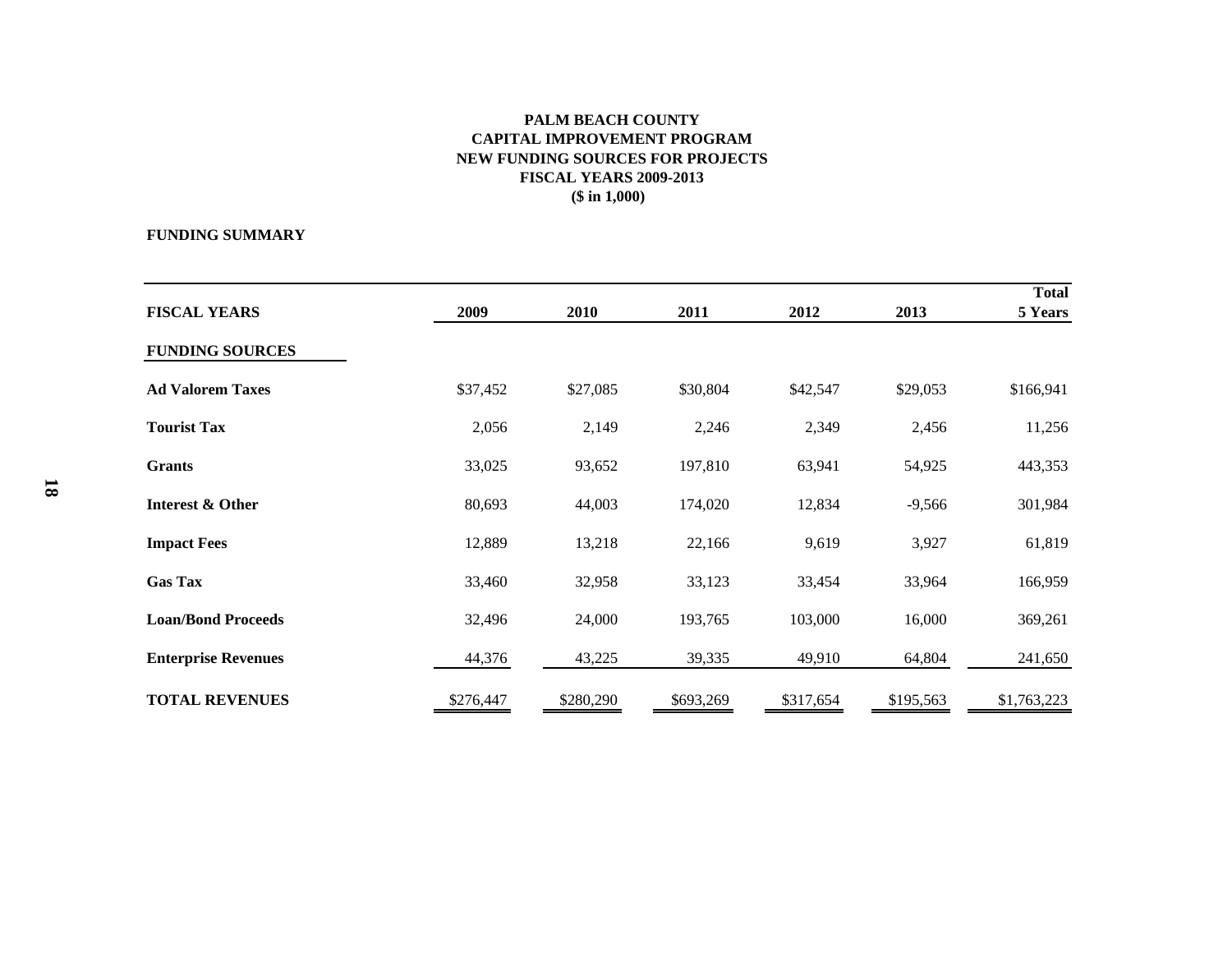# PALM BEACH COUNTY
## CAPITAL IMPROVEMENT PROGRAM
## NEW FUNDING SOURCES FOR PROJECTS
## FISCAL YEARS 2009-2013
## ($ in 1,000)

**FUNDING SUMMARY**

| FISCAL YEARS | 2009 | 2010 | 2011 | 2012 | 2013 | Total 5 Years |
|---|---|---|---|---|---|---|
| **FUNDING SOURCES** | | | | | | |
| **Ad Valorem Taxes** | $37,452 | $27,085 | $30,804 | $42,547 | $29,053 | $166,941 |
| **Tourist Tax** | 2,056 | 2,149 | 2,246 | 2,349 | 2,456 | 11,256 |
| **Grants** | 33,025 | 93,652 | 197,810 | 63,941 | 54,925 | 443,353 |
| **Interest & Other** | 80,693 | 44,003 | 174,020 | 12,834 | -9,566 | 301,984 |
| **Impact Fees** | 12,889 | 13,218 | 22,166 | 9,619 | 3,927 | 61,819 |
| **Gas Tax** | 33,460 | 32,958 | 33,123 | 33,454 | 33,964 | 166,959 |
| **Loan/Bond Proceeds** | 32,496 | 24,000 | 193,765 | 103,000 | 16,000 | 369,261 |
| **Enterprise Revenues** | 44,376 | 43,225 | 39,335 | 49,910 | 64,804 | 241,650 |
| **TOTAL REVENUES** | $276,447 | $280,290 | $693,269 | $317,654 | $195,563 | $1,763,223 |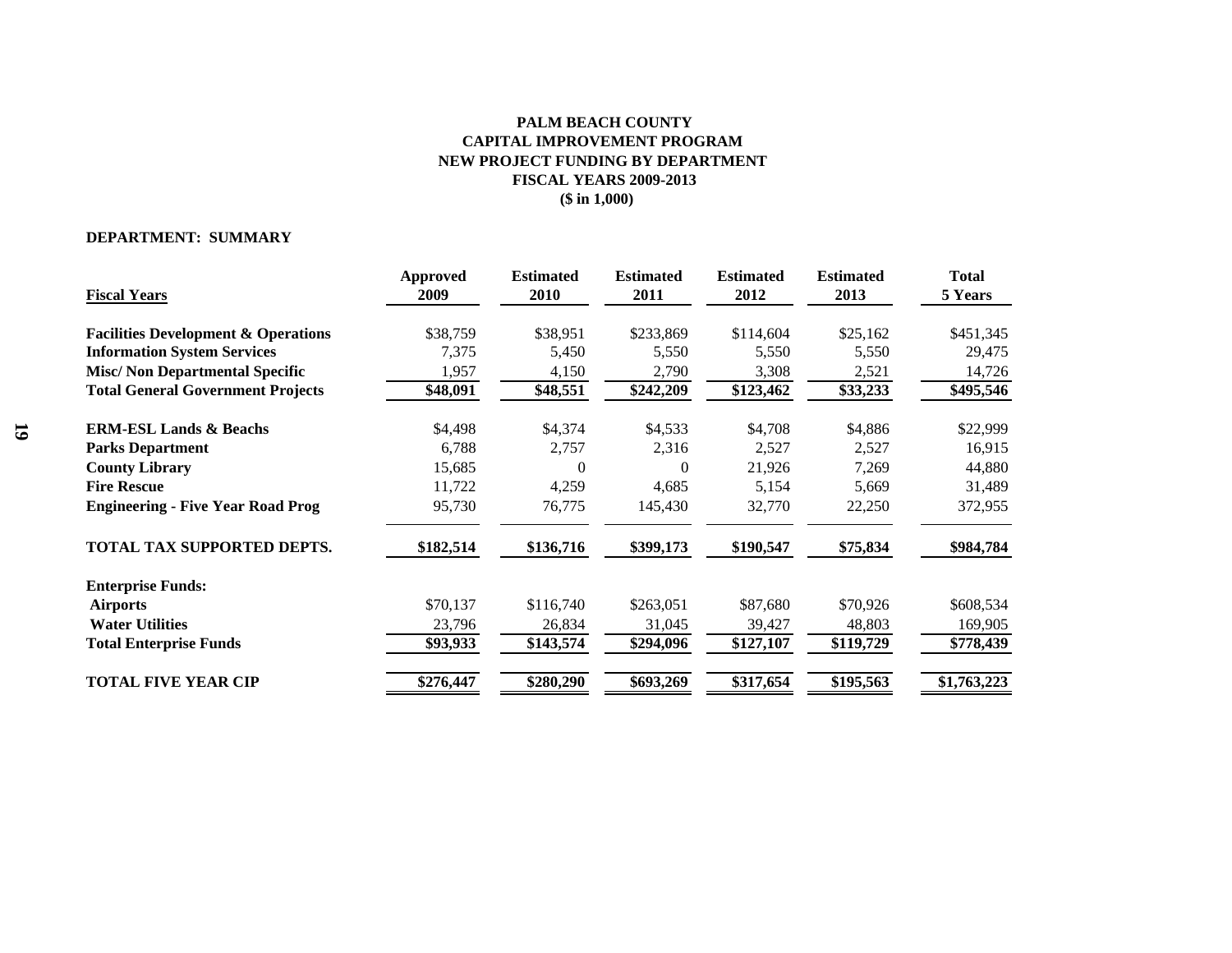**PALM BEACH COUNTY**
**CAPITAL IMPROVEMENT PROGRAM**
**NEW PROJECT FUNDING BY DEPARTMENT**
**FISCAL YEARS 2009-2013**
**($ in 1,000)**

**DEPARTMENT: SUMMARY**

| Fiscal Years | Approved 2009 | Estimated 2010 | Estimated 2011 | Estimated 2012 | Estimated 2013 | Total 5 Years |
|---|---|---|---|---|---|---|
| **Facilities Development & Operations** | $38,759 | $38,951 | $233,869 | $114,604 | $25,162 | $451,345 |
| **Information System Services** | 7,375 | 5,450 | 5,550 | 5,550 | 5,550 | 29,475 |
| **Misc/ Non Departmental Specific** | 1,957 | 4,150 | 2,790 | 3,308 | 2,521 | 14,726 |
| **Total General Government Projects** | **$48,091** | **$48,551** | **$242,209** | **$123,462** | **$33,233** | **$495,546** |
| **ERM-ESL Lands & Beachs** | $4,498 | $4,374 | $4,533 | $4,708 | $4,886 | $22,999 |
| **Parks Department** | 6,788 | 2,757 | 2,316 | 2,527 | 2,527 | 16,915 |
| **County Library** | 15,685 | 0 | 0 | 21,926 | 7,269 | 44,880 |
| **Fire Rescue** | 11,722 | 4,259 | 4,685 | 5,154 | 5,669 | 31,489 |
| **Engineering - Five Year Road Prog** | 95,730 | 76,775 | 145,430 | 32,770 | 22,250 | 372,955 |
| **TOTAL TAX SUPPORTED DEPTS.** | **$182,514** | **$136,716** | **$399,173** | **$190,547** | **$75,834** | **$984,784** |
| **Enterprise Funds:** | | | | | | |
| **Airports** | $70,137 | $116,740 | $263,051 | $87,680 | $70,926 | $608,534 |
| **Water Utilities** | 23,796 | 26,834 | 31,045 | 39,427 | 48,803 | 169,905 |
| **Total Enterprise Funds** | **$93,933** | **$143,574** | **$294,096** | **$127,107** | **$119,729** | **$778,439** |
| **TOTAL FIVE YEAR CIP** | **$276,447** | **$280,290** | **$693,269** | **$317,654** | **$195,563** | **$1,763,223** |